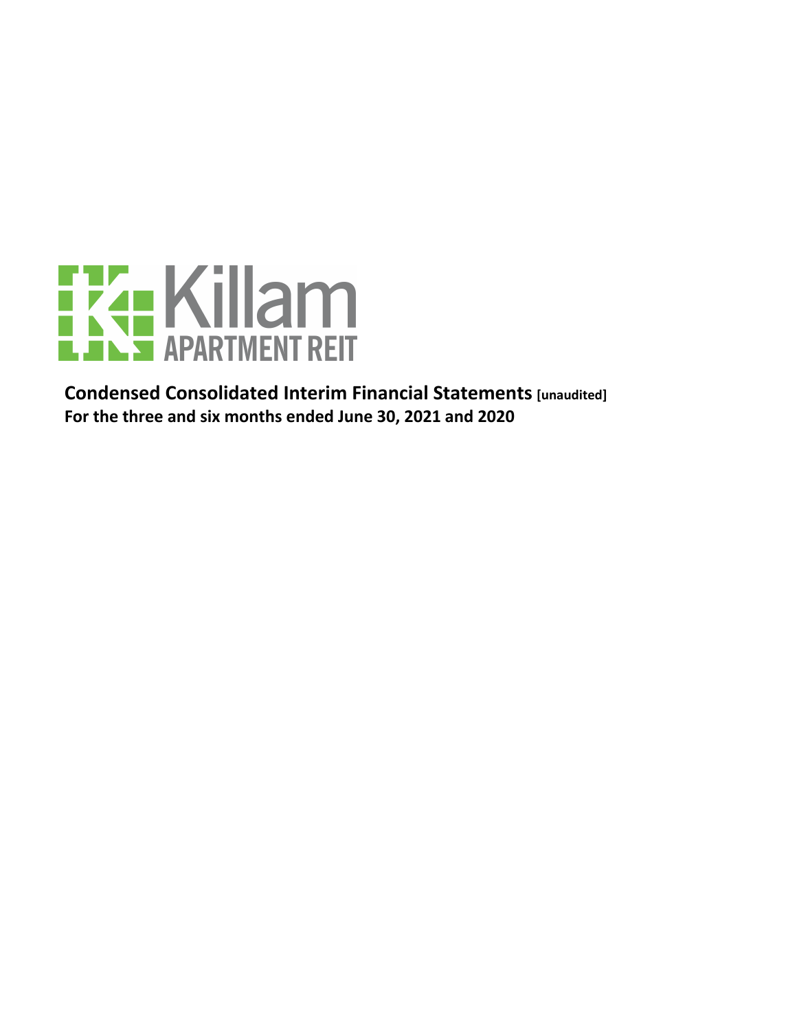Killam APARTMENT REIT

**Condensed Consolidated Interim Financial Statements [unaudited]**
**For the three and six months ended June 30, 2021 and 2020**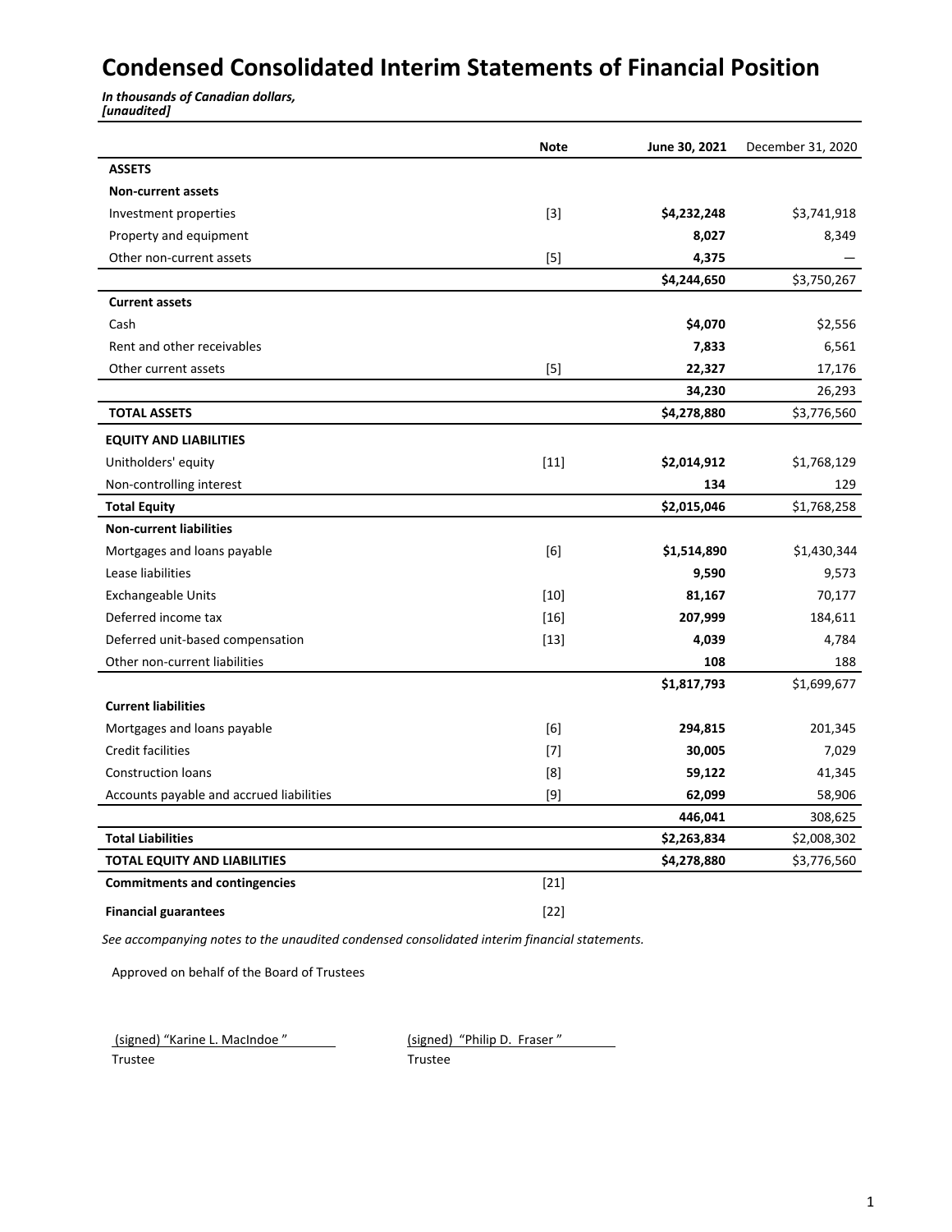# Condensed Consolidated Interim Statements of Financial Position

***In thousands of Canadian dollars,***
***[unaudited]***

| | Note | June 30, 2021 | December 31, 2020 |
|---|---|---|---|
| **ASSETS** | | | |
| **Non-current assets** | | | |
| Investment properties | [3] | **$4,232,248** | $3,741,918 |
| Property and equipment | | **8,027** | 8,349 |
| Other non-current assets | [5] | **4,375** | — |
| | | **$4,244,650** | $3,750,267 |
| **Current assets** | | | |
| Cash | | **$4,070** | $2,556 |
| Rent and other receivables | | **7,833** | 6,561 |
| Other current assets | [5] | **22,327** | 17,176 |
| | | **34,230** | 26,293 |
| **TOTAL ASSETS** | | **$4,278,880** | $3,776,560 |
| **EQUITY AND LIABILITIES** | | | |
| Unitholders' equity | [11] | **$2,014,912** | $1,768,129 |
| Non-controlling interest | | **134** | 129 |
| **Total Equity** | | **$2,015,046** | $1,768,258 |
| **Non-current liabilities** | | | |
| Mortgages and loans payable | [6] | **$1,514,890** | $1,430,344 |
| Lease liabilities | | **9,590** | 9,573 |
| Exchangeable Units | [10] | **81,167** | 70,177 |
| Deferred income tax | [16] | **207,999** | 184,611 |
| Deferred unit-based compensation | [13] | **4,039** | 4,784 |
| Other non-current liabilities | | **108** | 188 |
| | | **$1,817,793** | $1,699,677 |
| **Current liabilities** | | | |
| Mortgages and loans payable | [6] | **294,815** | 201,345 |
| Credit facilities | [7] | **30,005** | 7,029 |
| Construction loans | [8] | **59,122** | 41,345 |
| Accounts payable and accrued liabilities | [9] | **62,099** | 58,906 |
| | | **446,041** | 308,625 |
| **Total Liabilities** | | **$2,263,834** | $2,008,302 |
| **TOTAL EQUITY AND LIABILITIES** | | **$4,278,880** | $3,776,560 |
| **Commitments and contingencies** | [21] | | |
| **Financial guarantees** | [22] | | |

*See accompanying notes to the unaudited condensed consolidated interim financial statements.*

Approved on behalf of the Board of Trustees

(signed) "Karine L. MacIndoe " — Trustee

(signed) "Philip D. Fraser " — Trustee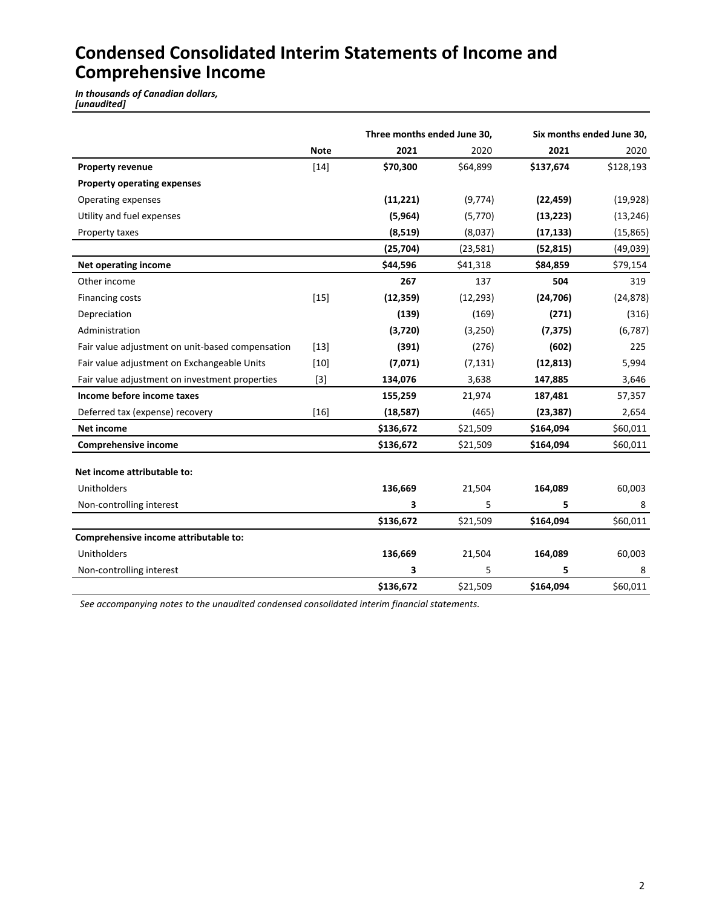# Condensed Consolidated Interim Statements of Income and Comprehensive Income

*In thousands of Canadian dollars,*
*[unaudited]*

| | | Three months ended June 30, | | Six months ended June 30, | |
|---|---|---|---|---|---|
| | **Note** | **2021** | 2020 | **2021** | 2020 |
| **Property revenue** | [14] | **$70,300** | $64,899 | **$137,674** | $128,193 |
| **Property operating expenses** | | | | | |
| Operating expenses | | **(11,221)** | (9,774) | **(22,459)** | (19,928) |
| Utility and fuel expenses | | **(5,964)** | (5,770) | **(13,223)** | (13,246) |
| Property taxes | | **(8,519)** | (8,037) | **(17,133)** | (15,865) |
| | | **(25,704)** | (23,581) | **(52,815)** | (49,039) |
| **Net operating income** | | **$44,596** | $41,318 | **$84,859** | $79,154 |
| Other income | | **267** | 137 | **504** | 319 |
| Financing costs | [15] | **(12,359)** | (12,293) | **(24,706)** | (24,878) |
| Depreciation | | **(139)** | (169) | **(271)** | (316) |
| Administration | | **(3,720)** | (3,250) | **(7,375)** | (6,787) |
| Fair value adjustment on unit-based compensation | [13] | **(391)** | (276) | **(602)** | 225 |
| Fair value adjustment on Exchangeable Units | [10] | **(7,071)** | (7,131) | **(12,813)** | 5,994 |
| Fair value adjustment on investment properties | [3] | **134,076** | 3,638 | **147,885** | 3,646 |
| **Income before income taxes** | | **155,259** | 21,974 | **187,481** | 57,357 |
| Deferred tax (expense) recovery | [16] | **(18,587)** | (465) | **(23,387)** | 2,654 |
| **Net income** | | **$136,672** | $21,509 | **$164,094** | $60,011 |
| **Comprehensive income** | | **$136,672** | $21,509 | **$164,094** | $60,011 |
| | | | | | |
| **Net income attributable to:** | | | | | |
| Unitholders | | **136,669** | 21,504 | **164,089** | 60,003 |
| Non-controlling interest | | **3** | 5 | **5** | 8 |
| | | **$136,672** | $21,509 | **$164,094** | $60,011 |
| **Comprehensive income attributable to:** | | | | | |
| Unitholders | | **136,669** | 21,504 | **164,089** | 60,003 |
| Non-controlling interest | | **3** | 5 | **5** | 8 |
| | | **$136,672** | $21,509 | **$164,094** | $60,011 |

*See accompanying notes to the unaudited condensed consolidated interim financial statements.*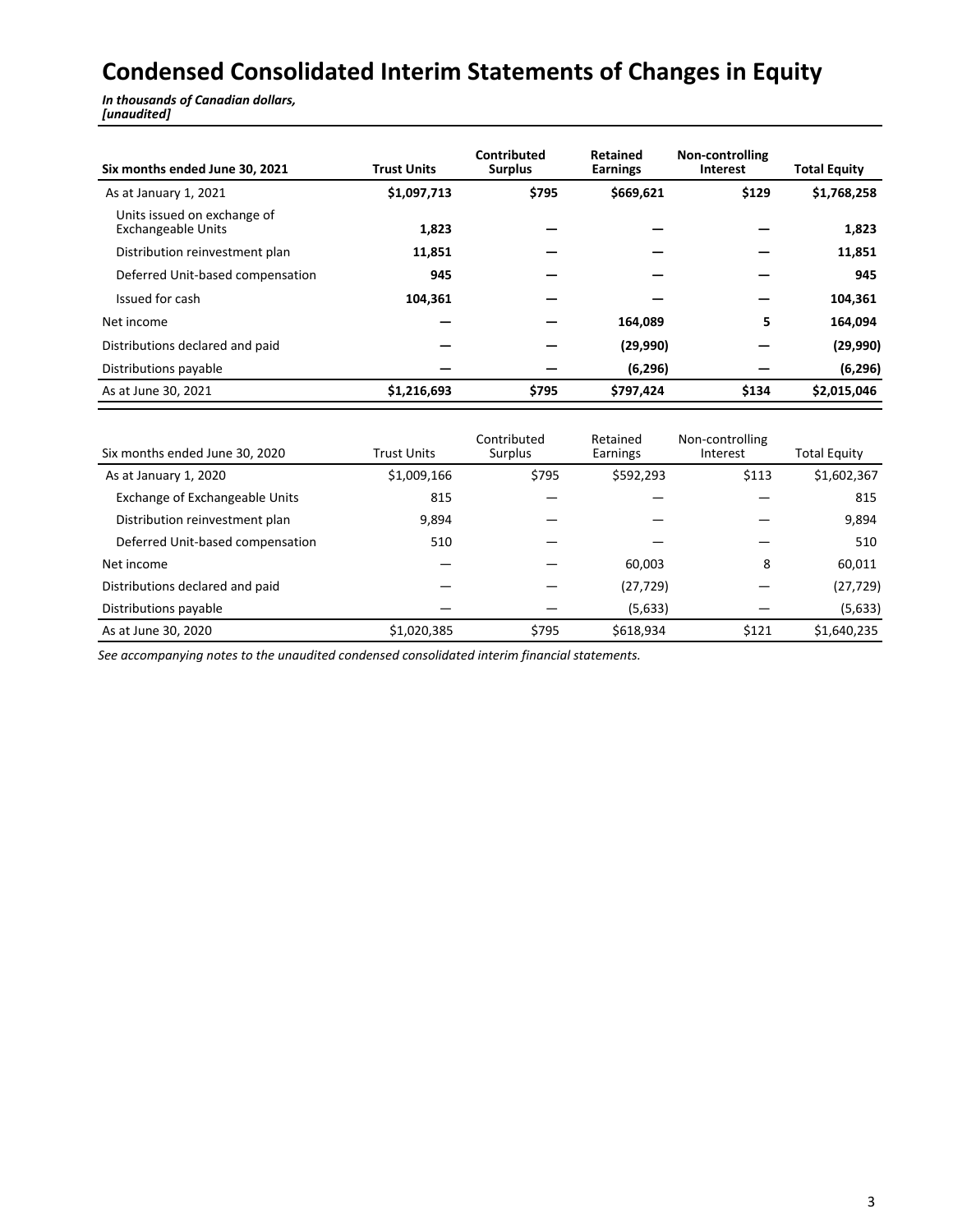# Condensed Consolidated Interim Statements of Changes in Equity

***In thousands of Canadian dollars, [unaudited]***

| **Six months ended June 30, 2021** | **Trust Units** | **Contributed Surplus** | **Retained Earnings** | **Non-controlling Interest** | **Total Equity** |
|---|---|---|---|---|---|
| As at January 1, 2021 | **$1,097,713** | **$795** | **$669,621** | **$129** | **$1,768,258** |
| Units issued on exchange of Exchangeable Units | **1,823** | **—** | **—** | **—** | **1,823** |
| Distribution reinvestment plan | **11,851** | **—** | **—** | **—** | **11,851** |
| Deferred Unit-based compensation | **945** | **—** | **—** | **—** | **945** |
| Issued for cash | **104,361** | **—** | **—** | **—** | **104,361** |
| Net income | **—** | **—** | **164,089** | **5** | **164,094** |
| Distributions declared and paid | **—** | **—** | **(29,990)** | **—** | **(29,990)** |
| Distributions payable | **—** | **—** | **(6,296)** | **—** | **(6,296)** |
| As at June 30, 2021 | **$1,216,693** | **$795** | **$797,424** | **$134** | **$2,015,046** |

| Six months ended June 30, 2020 | Trust Units | Contributed Surplus | Retained Earnings | Non-controlling Interest | Total Equity |
|---|---|---|---|---|---|
| As at January 1, 2020 | $1,009,166 | $795 | $592,293 | $113 | $1,602,367 |
| Exchange of Exchangeable Units | 815 | — | — | — | 815 |
| Distribution reinvestment plan | 9,894 | — | — | — | 9,894 |
| Deferred Unit-based compensation | 510 | — | — | — | 510 |
| Net income | — | — | 60,003 | 8 | 60,011 |
| Distributions declared and paid | — | — | (27,729) | — | (27,729) |
| Distributions payable | — | — | (5,633) | — | (5,633) |
| As at June 30, 2020 | $1,020,385 | $795 | $618,934 | $121 | $1,640,235 |

*See accompanying notes to the unaudited condensed consolidated interim financial statements.*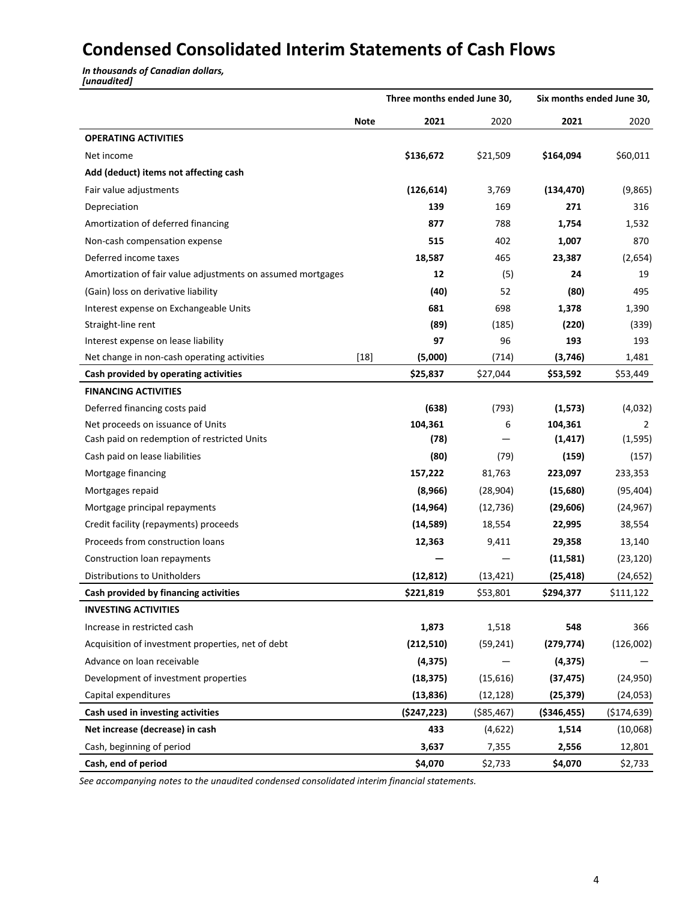# Condensed Consolidated Interim Statements of Cash Flows

*In thousands of Canadian dollars,*
*[unaudited]*

| | | Three months ended June 30, | | Six months ended June 30, | |
|---|---|---|---|---|---|
| | **Note** | **2021** | 2020 | **2021** | 2020 |
| **OPERATING ACTIVITIES** | | | | | |
| Net income | | **$136,672** | $21,509 | **$164,094** | $60,011 |
| **Add (deduct) items not affecting cash** | | | | | |
| Fair value adjustments | | **(126,614)** | 3,769 | **(134,470)** | (9,865) |
| Depreciation | | **139** | 169 | **271** | 316 |
| Amortization of deferred financing | | **877** | 788 | **1,754** | 1,532 |
| Non-cash compensation expense | | **515** | 402 | **1,007** | 870 |
| Deferred income taxes | | **18,587** | 465 | **23,387** | (2,654) |
| Amortization of fair value adjustments on assumed mortgages | | **12** | (5) | **24** | 19 |
| (Gain) loss on derivative liability | | **(40)** | 52 | **(80)** | 495 |
| Interest expense on Exchangeable Units | | **681** | 698 | **1,378** | 1,390 |
| Straight-line rent | | **(89)** | (185) | **(220)** | (339) |
| Interest expense on lease liability | | **97** | 96 | **193** | 193 |
| Net change in non-cash operating activities | [18] | **(5,000)** | (714) | **(3,746)** | 1,481 |
| **Cash provided by operating activities** | | **$25,837** | $27,044 | **$53,592** | $53,449 |
| **FINANCING ACTIVITIES** | | | | | |
| Deferred financing costs paid | | **(638)** | (793) | **(1,573)** | (4,032) |
| Net proceeds on issuance of Units | | **104,361** | 6 | **104,361** | 2 |
| Cash paid on redemption of restricted Units | | **(78)** | — | **(1,417)** | (1,595) |
| Cash paid on lease liabilities | | **(80)** | (79) | **(159)** | (157) |
| Mortgage financing | | **157,222** | 81,763 | **223,097** | 233,353 |
| Mortgages repaid | | **(8,966)** | (28,904) | **(15,680)** | (95,404) |
| Mortgage principal repayments | | **(14,964)** | (12,736) | **(29,606)** | (24,967) |
| Credit facility (repayments) proceeds | | **(14,589)** | 18,554 | **22,995** | 38,554 |
| Proceeds from construction loans | | **12,363** | 9,411 | **29,358** | 13,140 |
| Construction loan repayments | | **—** | — | **(11,581)** | (23,120) |
| Distributions to Unitholders | | **(12,812)** | (13,421) | **(25,418)** | (24,652) |
| **Cash provided by financing activities** | | **$221,819** | $53,801 | **$294,377** | $111,122 |
| **INVESTING ACTIVITIES** | | | | | |
| Increase in restricted cash | | **1,873** | 1,518 | **548** | 366 |
| Acquisition of investment properties, net of debt | | **(212,510)** | (59,241) | **(279,774)** | (126,002) |
| Advance on loan receivable | | **(4,375)** | — | **(4,375)** | — |
| Development of investment properties | | **(18,375)** | (15,616) | **(37,475)** | (24,950) |
| Capital expenditures | | **(13,836)** | (12,128) | **(25,379)** | (24,053) |
| **Cash used in investing activities** | | **($247,223)** | ($85,467) | **($346,455)** | ($174,639) |
| **Net increase (decrease) in cash** | | **433** | (4,622) | **1,514** | (10,068) |
| Cash, beginning of period | | **3,637** | 7,355 | **2,556** | 12,801 |
| **Cash, end of period** | | **$4,070** | $2,733 | **$4,070** | $2,733 |

*See accompanying notes to the unaudited condensed consolidated interim financial statements.*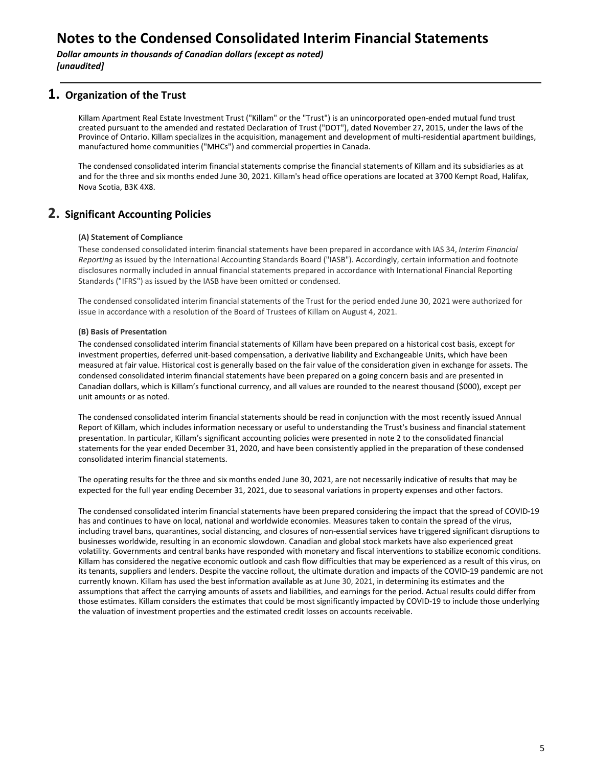# Notes to the Condensed Consolidated Interim Financial Statements

***Dollar amounts in thousands of Canadian dollars (except as noted)***
***[unaudited]***

## 1. Organization of the Trust

Killam Apartment Real Estate Investment Trust ("Killam" or the "Trust") is an unincorporated open-ended mutual fund trust created pursuant to the amended and restated Declaration of Trust ("DOT"), dated November 27, 2015, under the laws of the Province of Ontario. Killam specializes in the acquisition, management and development of multi-residential apartment buildings, manufactured home communities ("MHCs") and commercial properties in Canada.

The condensed consolidated interim financial statements comprise the financial statements of Killam and its subsidiaries as at and for the three and six months ended June 30, 2021. Killam's head office operations are located at 3700 Kempt Road, Halifax, Nova Scotia, B3K 4X8.

## 2. Significant Accounting Policies

### (A) Statement of Compliance

These condensed consolidated interim financial statements have been prepared in accordance with IAS 34, *Interim Financial Reporting* as issued by the International Accounting Standards Board ("IASB"). Accordingly, certain information and footnote disclosures normally included in annual financial statements prepared in accordance with International Financial Reporting Standards ("IFRS") as issued by the IASB have been omitted or condensed.

The condensed consolidated interim financial statements of the Trust for the period ended June 30, 2021 were authorized for issue in accordance with a resolution of the Board of Trustees of Killam on August 4, 2021.

### (B) Basis of Presentation

The condensed consolidated interim financial statements of Killam have been prepared on a historical cost basis, except for investment properties, deferred unit-based compensation, a derivative liability and Exchangeable Units, which have been measured at fair value. Historical cost is generally based on the fair value of the consideration given in exchange for assets. The condensed consolidated interim financial statements have been prepared on a going concern basis and are presented in Canadian dollars, which is Killam's functional currency, and all values are rounded to the nearest thousand ($000), except per unit amounts or as noted.

The condensed consolidated interim financial statements should be read in conjunction with the most recently issued Annual Report of Killam, which includes information necessary or useful to understanding the Trust's business and financial statement presentation. In particular, Killam's significant accounting policies were presented in note 2 to the consolidated financial statements for the year ended December 31, 2020, and have been consistently applied in the preparation of these condensed consolidated interim financial statements.

The operating results for the three and six months ended June 30, 2021, are not necessarily indicative of results that may be expected for the full year ending December 31, 2021, due to seasonal variations in property expenses and other factors.

The condensed consolidated interim financial statements have been prepared considering the impact that the spread of COVID-19 has and continues to have on local, national and worldwide economies. Measures taken to contain the spread of the virus, including travel bans, quarantines, social distancing, and closures of non-essential services have triggered significant disruptions to businesses worldwide, resulting in an economic slowdown. Canadian and global stock markets have also experienced great volatility. Governments and central banks have responded with monetary and fiscal interventions to stabilize economic conditions. Killam has considered the negative economic outlook and cash flow difficulties that may be experienced as a result of this virus, on its tenants, suppliers and lenders. Despite the vaccine rollout, the ultimate duration and impacts of the COVID-19 pandemic are not currently known. Killam has used the best information available as at June 30, 2021, in determining its estimates and the assumptions that affect the carrying amounts of assets and liabilities, and earnings for the period. Actual results could differ from those estimates. Killam considers the estimates that could be most significantly impacted by COVID-19 to include those underlying the valuation of investment properties and the estimated credit losses on accounts receivable.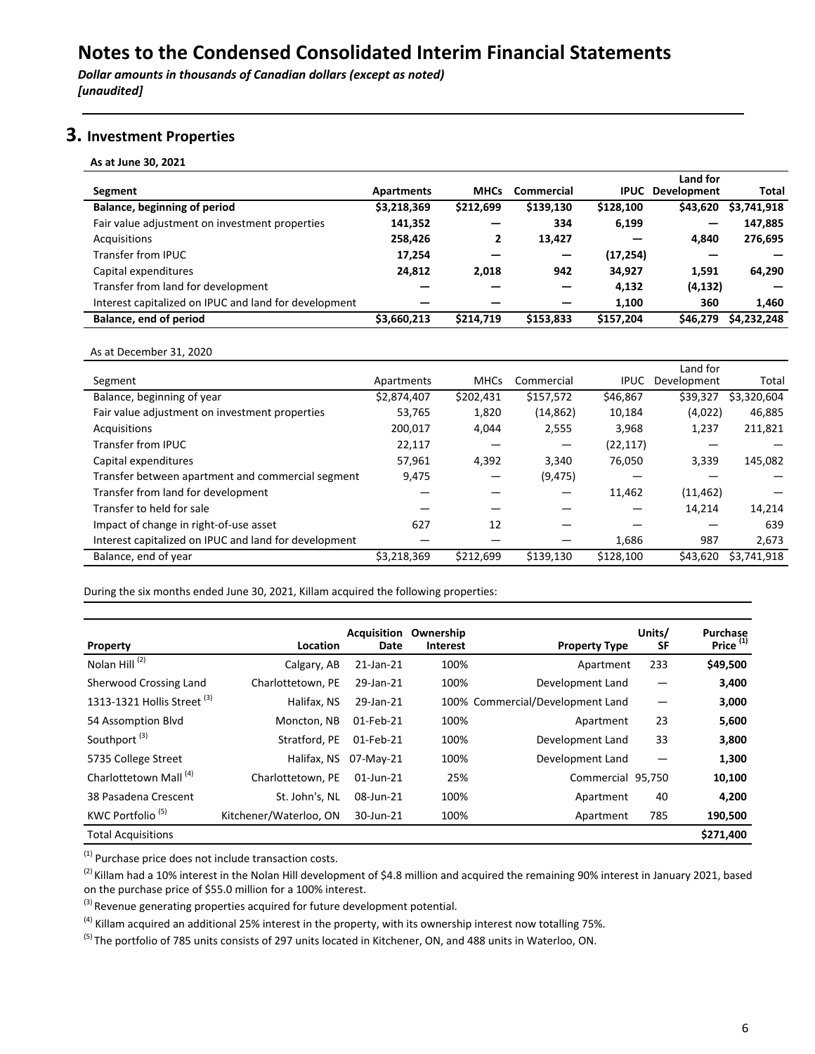# Notes to the Condensed Consolidated Interim Financial Statements

***Dollar amounts in thousands of Canadian dollars (except as noted)***
***[unaudited]***

## 3. Investment Properties

**As at June 30, 2021**

| **Segment** | **Apartments** | **MHCs** | **Commercial** | **IPUC** | **Land for Development** | **Total** |
|---|---|---|---|---|---|---|
| **Balance, beginning of period** | **$3,218,369** | **$212,699** | **$139,130** | **$128,100** | **$43,620** | **$3,741,918** |
| Fair value adjustment on investment properties | **141,352** | **—** | **334** | **6,199** | **—** | **147,885** |
| Acquisitions | **258,426** | **2** | **13,427** | **—** | **4,840** | **276,695** |
| Transfer from IPUC | **17,254** | **—** | **—** | **(17,254)** | **—** | **—** |
| Capital expenditures | **24,812** | **2,018** | **942** | **34,927** | **1,591** | **64,290** |
| Transfer from land for development | **—** | **—** | **—** | **4,132** | **(4,132)** | **—** |
| Interest capitalized on IPUC and land for development | **—** | **—** | **—** | **1,100** | **360** | **1,460** |
| **Balance, end of period** | **$3,660,213** | **$214,719** | **$153,833** | **$157,204** | **$46,279** | **$4,232,248** |

As at December 31, 2020

| Segment | Apartments | MHCs | Commercial | IPUC | Land for Development | Total |
|---|---|---|---|---|---|---|
| Balance, beginning of year | $2,874,407 | $202,431 | $157,572 | $46,867 | $39,327 | $3,320,604 |
| Fair value adjustment on investment properties | 53,765 | 1,820 | (14,862) | 10,184 | (4,022) | 46,885 |
| Acquisitions | 200,017 | 4,044 | 2,555 | 3,968 | 1,237 | 211,821 |
| Transfer from IPUC | 22,117 | — | — | (22,117) | — | — |
| Capital expenditures | 57,961 | 4,392 | 3,340 | 76,050 | 3,339 | 145,082 |
| Transfer between apartment and commercial segment | 9,475 | — | (9,475) | — | — | — |
| Transfer from land for development | — | — | — | 11,462 | (11,462) | — |
| Transfer to held for sale | — | — | — | — | 14,214 | 14,214 |
| Impact of change in right-of-use asset | 627 | 12 | — | — | — | 639 |
| Interest capitalized on IPUC and land for development | — | — | — | 1,686 | 987 | 2,673 |
| Balance, end of year | $3,218,369 | $212,699 | $139,130 | $128,100 | $43,620 | $3,741,918 |

During the six months ended June 30, 2021, Killam acquired the following properties:

| **Property** | **Location** | **Acquisition Date** | **Ownership Interest** | **Property Type** | **Units/ SF** | **Purchase Price** [1] |
|---|---|---|---|---|---|---|
| Nolan Hill [2] | Calgary, AB | 21-Jan-21 | 100% | Apartment | 233 | **$49,500** |
| Sherwood Crossing Land | Charlottetown, PE | 29-Jan-21 | 100% | Development Land | — | **3,400** |
| 1313-1321 Hollis Street [3] | Halifax, NS | 29-Jan-21 | 100% | Commercial/Development Land | — | **3,000** |
| 54 Assomption Blvd | Moncton, NB | 01-Feb-21 | 100% | Apartment | 23 | **5,600** |
| Southport [3] | Stratford, PE | 01-Feb-21 | 100% | Development Land | 33 | **3,800** |
| 5735 College Street | Halifax, NS | 07-May-21 | 100% | Development Land | — | **1,300** |
| Charlottetown Mall [4] | Charlottetown, PE | 01-Jun-21 | 25% | Commercial | 95,750 | **10,100** |
| 38 Pasadena Crescent | St. John's, NL | 08-Jun-21 | 100% | Apartment | 40 | **4,200** |
| KWC Portfolio [5] | Kitchener/Waterloo, ON | 30-Jun-21 | 100% | Apartment | 785 | **190,500** |
| Total Acquisitions | | | | | | **$271,400** |

[1] Purchase price does not include transaction costs.

[2] Killam had a 10% interest in the Nolan Hill development of $4.8 million and acquired the remaining 90% interest in January 2021, based on the purchase price of $55.0 million for a 100% interest.

[3] Revenue generating properties acquired for future development potential.

[4] Killam acquired an additional 25% interest in the property, with its ownership interest now totalling 75%.

[5] The portfolio of 785 units consists of 297 units located in Kitchener, ON, and 488 units in Waterloo, ON.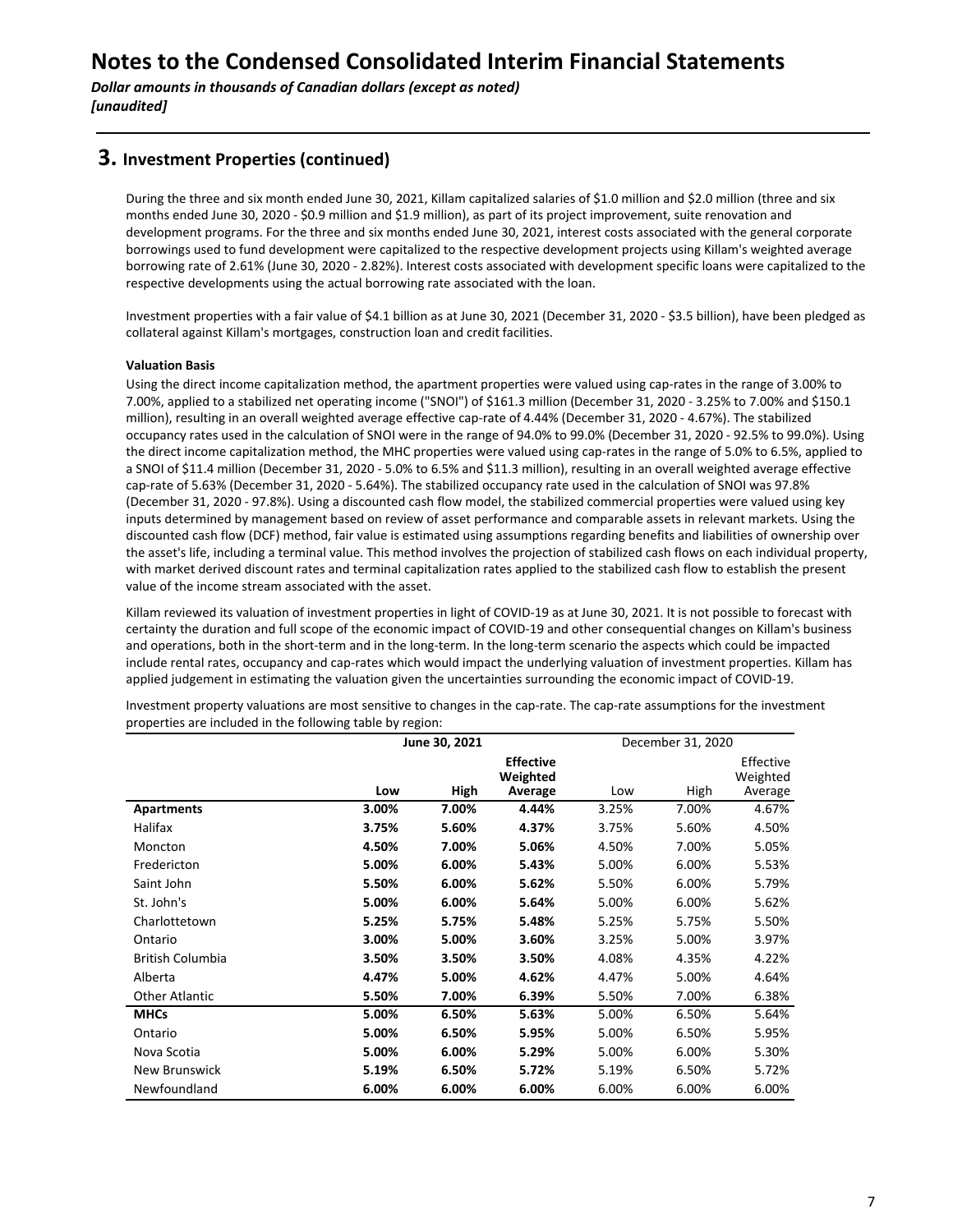# Notes to the Condensed Consolidated Interim Financial Statements

*Dollar amounts in thousands of Canadian dollars (except as noted)*
*[unaudited]*

## 3. Investment Properties (continued)

During the three and six month ended June 30, 2021, Killam capitalized salaries of $1.0 million and $2.0 million (three and six months ended June 30, 2020 - $0.9 million and $1.9 million), as part of its project improvement, suite renovation and development programs. For the three and six months ended June 30, 2021, interest costs associated with the general corporate borrowings used to fund development were capitalized to the respective development projects using Killam's weighted average borrowing rate of 2.61% (June 30, 2020 - 2.82%). Interest costs associated with development specific loans were capitalized to the respective developments using the actual borrowing rate associated with the loan.

Investment properties with a fair value of $4.1 billion as at June 30, 2021 (December 31, 2020 - $3.5 billion), have been pledged as collateral against Killam's mortgages, construction loan and credit facilities.

**Valuation Basis**

Using the direct income capitalization method, the apartment properties were valued using cap-rates in the range of 3.00% to 7.00%, applied to a stabilized net operating income ("SNOI") of $161.3 million (December 31, 2020 - 3.25% to 7.00% and $150.1 million), resulting in an overall weighted average effective cap-rate of 4.44% (December 31, 2020 - 4.67%). The stabilized occupancy rates used in the calculation of SNOI were in the range of 94.0% to 99.0% (December 31, 2020 - 92.5% to 99.0%). Using the direct income capitalization method, the MHC properties were valued using cap-rates in the range of 5.0% to 6.5%, applied to a SNOI of $11.4 million (December 31, 2020 - 5.0% to 6.5% and $11.3 million), resulting in an overall weighted average effective cap-rate of 5.63% (December 31, 2020 - 5.64%). The stabilized occupancy rate used in the calculation of SNOI was 97.8% (December 31, 2020 - 97.8%). Using a discounted cash flow model, the stabilized commercial properties were valued using key inputs determined by management based on review of asset performance and comparable assets in relevant markets. Using the discounted cash flow (DCF) method, fair value is estimated using assumptions regarding benefits and liabilities of ownership over the asset's life, including a terminal value. This method involves the projection of stabilized cash flows on each individual property, with market derived discount rates and terminal capitalization rates applied to the stabilized cash flow to establish the present value of the income stream associated with the asset.

Killam reviewed its valuation of investment properties in light of COVID-19 as at June 30, 2021. It is not possible to forecast with certainty the duration and full scope of the economic impact of COVID-19 and other consequential changes on Killam's business and operations, both in the short-term and in the long-term. In the long-term scenario the aspects which could be impacted include rental rates, occupancy and cap-rates which would impact the underlying valuation of investment properties. Killam has applied judgement in estimating the valuation given the uncertainties surrounding the economic impact of COVID-19.

Investment property valuations are most sensitive to changes in the cap-rate. The cap-rate assumptions for the investment properties are included in the following table by region:

| | **June 30, 2021** | | | December 31, 2020 | | |
|---|---|---|---|---|---|---|
| | **Low** | **High** | **Effective Weighted Average** | Low | High | Effective Weighted Average |
| **Apartments** | **3.00%** | **7.00%** | **4.44%** | 3.25% | 7.00% | 4.67% |
| Halifax | **3.75%** | **5.60%** | **4.37%** | 3.75% | 5.60% | 4.50% |
| Moncton | **4.50%** | **7.00%** | **5.06%** | 4.50% | 7.00% | 5.05% |
| Fredericton | **5.00%** | **6.00%** | **5.43%** | 5.00% | 6.00% | 5.53% |
| Saint John | **5.50%** | **6.00%** | **5.62%** | 5.50% | 6.00% | 5.79% |
| St. John's | **5.00%** | **6.00%** | **5.64%** | 5.00% | 6.00% | 5.62% |
| Charlottetown | **5.25%** | **5.75%** | **5.48%** | 5.25% | 5.75% | 5.50% |
| Ontario | **3.00%** | **5.00%** | **3.60%** | 3.25% | 5.00% | 3.97% |
| British Columbia | **3.50%** | **3.50%** | **3.50%** | 4.08% | 4.35% | 4.22% |
| Alberta | **4.47%** | **5.00%** | **4.62%** | 4.47% | 5.00% | 4.64% |
| Other Atlantic | **5.50%** | **7.00%** | **6.39%** | 5.50% | 7.00% | 6.38% |
| **MHCs** | **5.00%** | **6.50%** | **5.63%** | 5.00% | 6.50% | 5.64% |
| Ontario | **5.00%** | **6.50%** | **5.95%** | 5.00% | 6.50% | 5.95% |
| Nova Scotia | **5.00%** | **6.00%** | **5.29%** | 5.00% | 6.00% | 5.30% |
| New Brunswick | **5.19%** | **6.50%** | **5.72%** | 5.19% | 6.50% | 5.72% |
| Newfoundland | **6.00%** | **6.00%** | **6.00%** | 6.00% | 6.00% | 6.00% |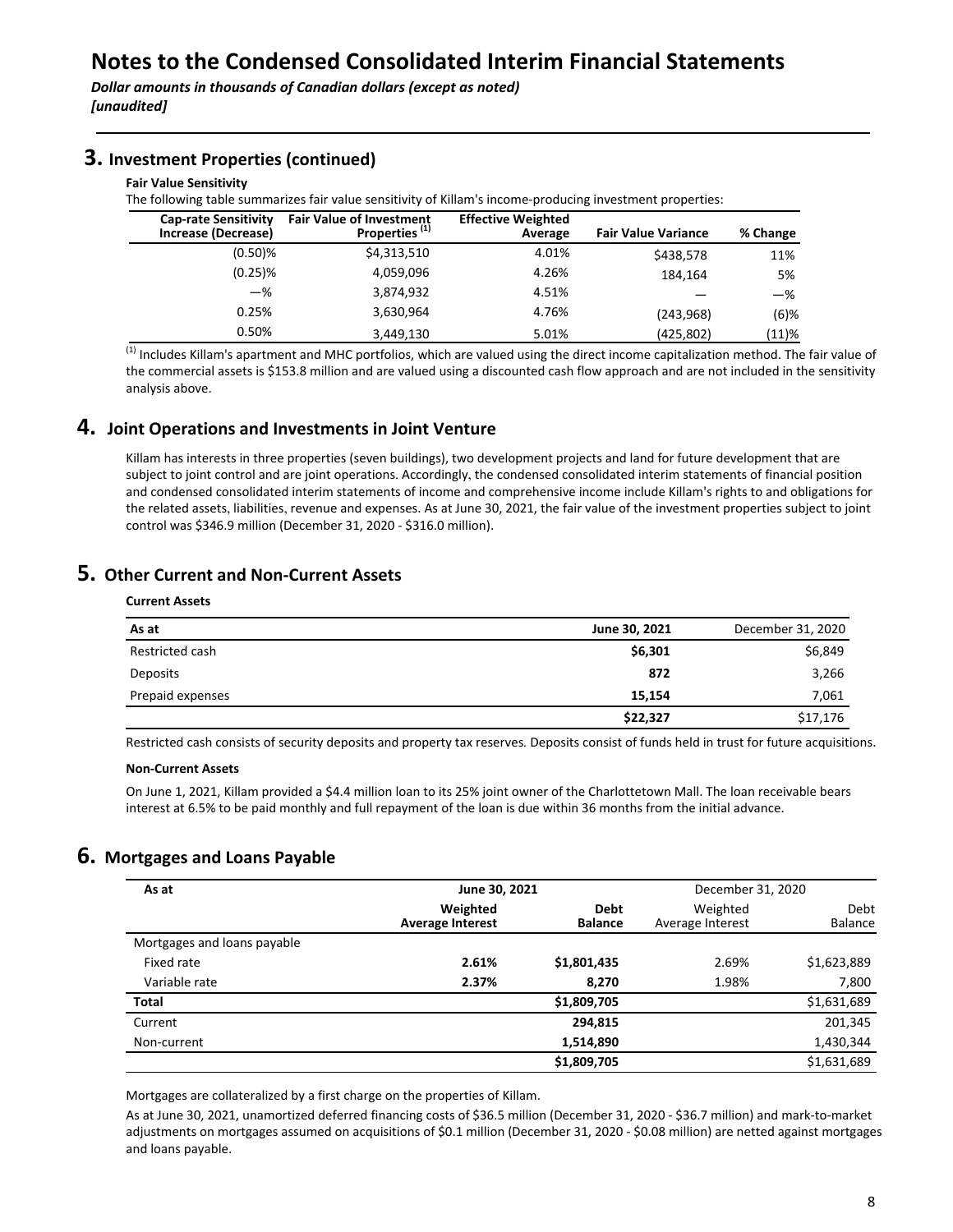# Notes to the Condensed Consolidated Interim Financial Statements

*Dollar amounts in thousands of Canadian dollars (except as noted)*
*[unaudited]*

## 3. Investment Properties (continued)

**Fair Value Sensitivity**

The following table summarizes fair value sensitivity of Killam's income-producing investment properties:

| Cap-rate Sensitivity Increase (Decrease) | Fair Value of Investment Properties [1] | Effective Weighted Average | Fair Value Variance | % Change |
|---|---|---|---|---|
| (0.50)% | $4,313,510 | 4.01% | $438,578 | 11% |
| (0.25)% | 4,059,096 | 4.26% | 184,164 | 5% |
| —% | 3,874,932 | 4.51% | — | —% |
| 0.25% | 3,630,964 | 4.76% | (243,968) | (6)% |
| 0.50% | 3,449,130 | 5.01% | (425,802) | (11)% |

[1] Includes Killam's apartment and MHC portfolios, which are valued using the direct income capitalization method. The fair value of the commercial assets is $153.8 million and are valued using a discounted cash flow approach and are not included in the sensitivity analysis above.

## 4. Joint Operations and Investments in Joint Venture

Killam has interests in three properties (seven buildings), two development projects and land for future development that are subject to joint control and are joint operations. Accordingly, the condensed consolidated interim statements of financial position and condensed consolidated interim statements of income and comprehensive income include Killam's rights to and obligations for the related assets, liabilities, revenue and expenses. As at June 30, 2021, the fair value of the investment properties subject to joint control was $346.9 million (December 31, 2020 - $316.0 million).

## 5. Other Current and Non-Current Assets

**Current Assets**

| As at | June 30, 2021 | December 31, 2020 |
|---|---|---|
| Restricted cash | **$6,301** | $6,849 |
| Deposits | **872** | 3,266 |
| Prepaid expenses | **15,154** | 7,061 |
| | **$22,327** | $17,176 |

Restricted cash consists of security deposits and property tax reserves. Deposits consist of funds held in trust for future acquisitions.

**Non-Current Assets**

On June 1, 2021, Killam provided a $4.4 million loan to its 25% joint owner of the Charlottetown Mall. The loan receivable bears interest at 6.5% to be paid monthly and full repayment of the loan is due within 36 months from the initial advance.

## 6. Mortgages and Loans Payable

| As at | June 30, 2021 | | December 31, 2020 | |
|---|---|---|---|---|
| | **Weighted Average Interest** | **Debt Balance** | Weighted Average Interest | Debt Balance |
| Mortgages and loans payable | | | | |
| Fixed rate | **2.61%** | **$1,801,435** | 2.69% | $1,623,889 |
| Variable rate | **2.37%** | **8,270** | 1.98% | 7,800 |
| **Total** | | **$1,809,705** | | $1,631,689 |
| Current | | **294,815** | | 201,345 |
| Non-current | | **1,514,890** | | 1,430,344 |
| | | **$1,809,705** | | $1,631,689 |

Mortgages are collateralized by a first charge on the properties of Killam.

As at June 30, 2021, unamortized deferred financing costs of $36.5 million (December 31, 2020 - $36.7 million) and mark-to-market adjustments on mortgages assumed on acquisitions of $0.1 million (December 31, 2020 - $0.08 million) are netted against mortgages and loans payable.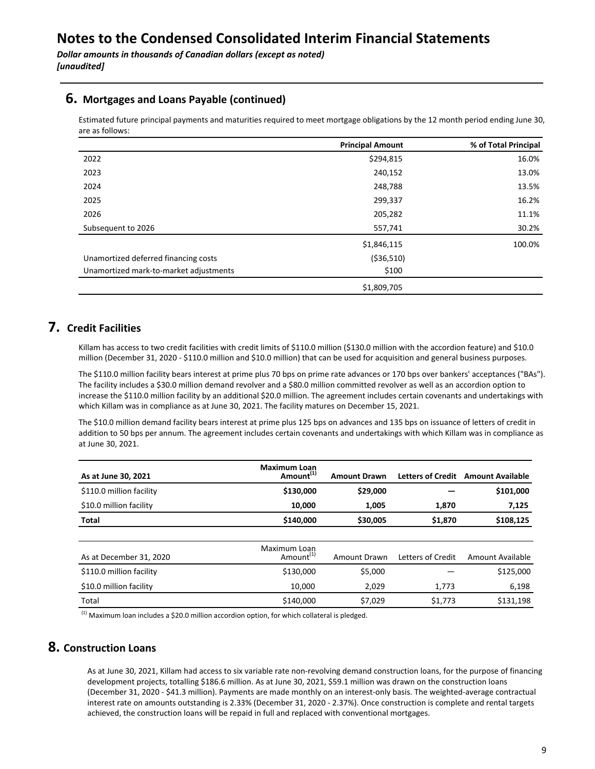# Notes to the Condensed Consolidated Interim Financial Statements

*Dollar amounts in thousands of Canadian dollars (except as noted)*
*[unaudited]*

## 6. Mortgages and Loans Payable (continued)

Estimated future principal payments and maturities required to meet mortgage obligations by the 12 month period ending June 30, are as follows:

| | Principal Amount | % of Total Principal |
|---|---|---|
| 2022 | $294,815 | 16.0% |
| 2023 | 240,152 | 13.0% |
| 2024 | 248,788 | 13.5% |
| 2025 | 299,337 | 16.2% |
| 2026 | 205,282 | 11.1% |
| Subsequent to 2026 | 557,741 | 30.2% |
| | $1,846,115 | 100.0% |
| Unamortized deferred financing costs | ($36,510) | |
| Unamortized mark-to-market adjustments | $100 | |
| | $1,809,705 | |

## 7. Credit Facilities

Killam has access to two credit facilities with credit limits of $110.0 million ($130.0 million with the accordion feature) and $10.0 million (December 31, 2020 - $110.0 million and $10.0 million) that can be used for acquisition and general business purposes.

The $110.0 million facility bears interest at prime plus 70 bps on prime rate advances or 170 bps over bankers' acceptances ("BAs"). The facility includes a $30.0 million demand revolver and a $80.0 million committed revolver as well as an accordion option to increase the $110.0 million facility by an additional $20.0 million. The agreement includes certain covenants and undertakings with which Killam was in compliance as at June 30, 2021. The facility matures on December 15, 2021.

The $10.0 million demand facility bears interest at prime plus 125 bps on advances and 135 bps on issuance of letters of credit in addition to 50 bps per annum. The agreement includes certain covenants and undertakings with which Killam was in compliance as at June 30, 2021.

| As at June 30, 2021 | Maximum Loan Amount[1] | Amount Drawn | Letters of Credit | Amount Available |
|---|---|---|---|---|
| $110.0 million facility | **$130,000** | **$29,000** | **—** | **$101,000** |
| $10.0 million facility | **10,000** | **1,005** | **1,870** | **7,125** |
| **Total** | **$140,000** | **$30,005** | **$1,870** | **$108,125** |

| As at December 31, 2020 | Maximum Loan Amount[1] | Amount Drawn | Letters of Credit | Amount Available |
|---|---|---|---|---|
| $110.0 million facility | $130,000 | $5,000 | — | $125,000 |
| $10.0 million facility | 10,000 | 2,029 | 1,773 | 6,198 |
| Total | $140,000 | $7,029 | $1,773 | $131,198 |

[1] Maximum loan includes a $20.0 million accordion option, for which collateral is pledged.

## 8. Construction Loans

As at June 30, 2021, Killam had access to six variable rate non-revolving demand construction loans, for the purpose of financing development projects, totalling $186.6 million. As at June 30, 2021, $59.1 million was drawn on the construction loans (December 31, 2020 - $41.3 million). Payments are made monthly on an interest-only basis. The weighted-average contractual interest rate on amounts outstanding is 2.33% (December 31, 2020 - 2.37%). Once construction is complete and rental targets achieved, the construction loans will be repaid in full and replaced with conventional mortgages.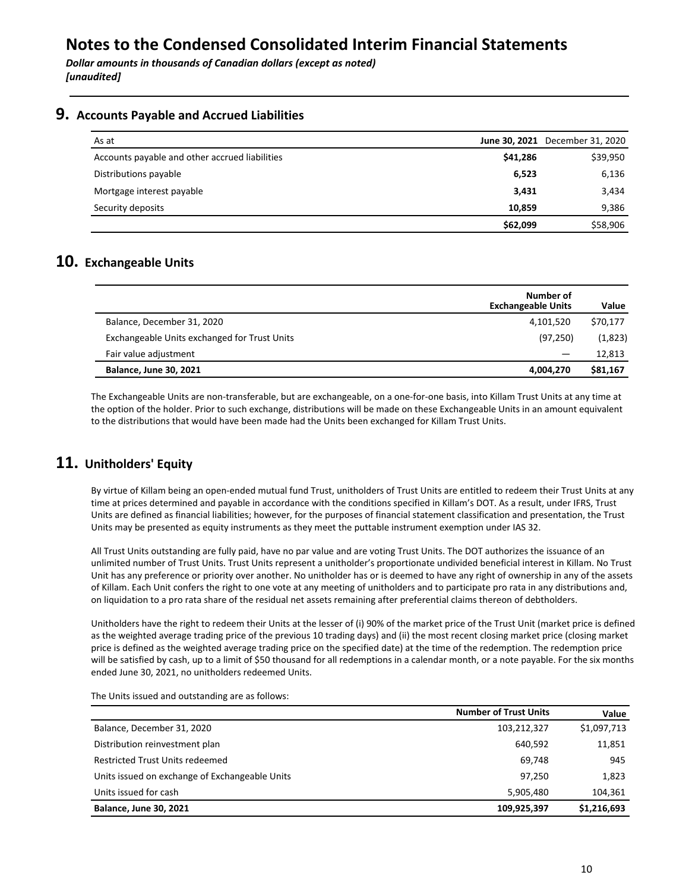# Notes to the Condensed Consolidated Interim Financial Statements

***Dollar amounts in thousands of Canadian dollars (except as noted)***
***[unaudited]***

## 9. Accounts Payable and Accrued Liabilities

| As at | June 30, 2021 | December 31, 2020 |
|---|---|---|
| Accounts payable and other accrued liabilities | **$41,286** | $39,950 |
| Distributions payable | **6,523** | 6,136 |
| Mortgage interest payable | **3,431** | 3,434 |
| Security deposits | **10,859** | 9,386 |
| | **$62,099** | $58,906 |

## 10. Exchangeable Units

| | Number of Exchangeable Units | Value |
|---|---|---|
| Balance, December 31, 2020 | 4,101,520 | $70,177 |
| Exchangeable Units exchanged for Trust Units | (97,250) | (1,823) |
| Fair value adjustment | — | 12,813 |
| **Balance, June 30, 2021** | **4,004,270** | **$81,167** |

The Exchangeable Units are non-transferable, but are exchangeable, on a one-for-one basis, into Killam Trust Units at any time at the option of the holder. Prior to such exchange, distributions will be made on these Exchangeable Units in an amount equivalent to the distributions that would have been made had the Units been exchanged for Killam Trust Units.

## 11. Unitholders' Equity

By virtue of Killam being an open-ended mutual fund Trust, unitholders of Trust Units are entitled to redeem their Trust Units at any time at prices determined and payable in accordance with the conditions specified in Killam's DOT. As a result, under IFRS, Trust Units are defined as financial liabilities; however, for the purposes of financial statement classification and presentation, the Trust Units may be presented as equity instruments as they meet the puttable instrument exemption under IAS 32.

All Trust Units outstanding are fully paid, have no par value and are voting Trust Units. The DOT authorizes the issuance of an unlimited number of Trust Units. Trust Units represent a unitholder's proportionate undivided beneficial interest in Killam. No Trust Unit has any preference or priority over another. No unitholder has or is deemed to have any right of ownership in any of the assets of Killam. Each Unit confers the right to one vote at any meeting of unitholders and to participate pro rata in any distributions and, on liquidation to a pro rata share of the residual net assets remaining after preferential claims thereon of debtholders.

Unitholders have the right to redeem their Units at the lesser of (i) 90% of the market price of the Trust Unit (market price is defined as the weighted average trading price of the previous 10 trading days) and (ii) the most recent closing market price (closing market price is defined as the weighted average trading price on the specified date) at the time of the redemption. The redemption price will be satisfied by cash, up to a limit of $50 thousand for all redemptions in a calendar month, or a note payable. For the six months ended June 30, 2021, no unitholders redeemed Units.

The Units issued and outstanding are as follows:

| | Number of Trust Units | Value |
|---|---|---|
| Balance, December 31, 2020 | 103,212,327 | $1,097,713 |
| Distribution reinvestment plan | 640,592 | 11,851 |
| Restricted Trust Units redeemed | 69,748 | 945 |
| Units issued on exchange of Exchangeable Units | 97,250 | 1,823 |
| Units issued for cash | 5,905,480 | 104,361 |
| **Balance, June 30, 2021** | **109,925,397** | **$1,216,693** |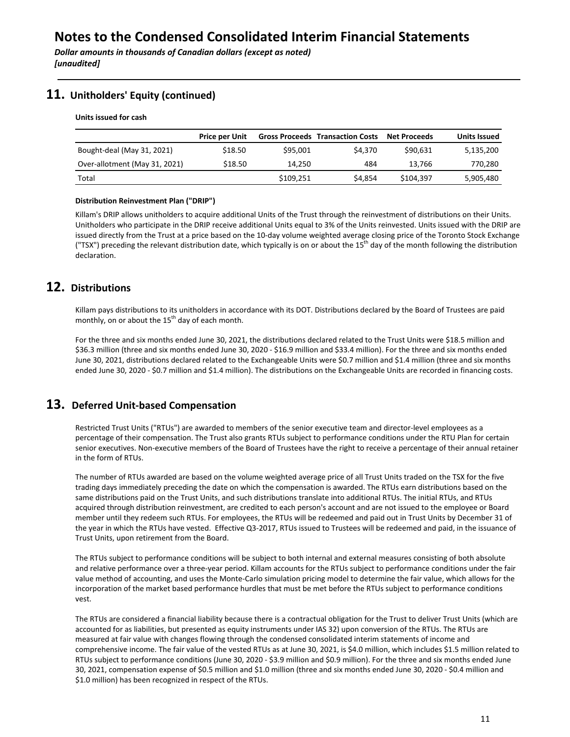# Notes to the Condensed Consolidated Interim Financial Statements

*Dollar amounts in thousands of Canadian dollars (except as noted)*
*[unaudited]*

## 11. Unitholders' Equity (continued)

**Units issued for cash**

| | Price per Unit | Gross Proceeds | Transaction Costs | Net Proceeds | Units Issued |
|---|---|---|---|---|---|
| Bought-deal (May 31, 2021) | $18.50 | $95,001 | $4,370 | $90,631 | 5,135,200 |
| Over-allotment (May 31, 2021) | $18.50 | 14,250 | 484 | 13,766 | 770,280 |
| Total | | $109,251 | $4,854 | $104,397 | 5,905,480 |

**Distribution Reinvestment Plan ("DRIP")**

Killam's DRIP allows unitholders to acquire additional Units of the Trust through the reinvestment of distributions on their Units. Unitholders who participate in the DRIP receive additional Units equal to 3% of the Units reinvested. Units issued with the DRIP are issued directly from the Trust at a price based on the 10-day volume weighted average closing price of the Toronto Stock Exchange ("TSX") preceding the relevant distribution date, which typically is on or about the 15th day of the month following the distribution declaration.

## 12. Distributions

Killam pays distributions to its unitholders in accordance with its DOT. Distributions declared by the Board of Trustees are paid monthly, on or about the 15th day of each month.

For the three and six months ended June 30, 2021, the distributions declared related to the Trust Units were $18.5 million and $36.3 million (three and six months ended June 30, 2020 - $16.9 million and $33.4 million). For the three and six months ended June 30, 2021, distributions declared related to the Exchangeable Units were $0.7 million and $1.4 million (three and six months ended June 30, 2020 - $0.7 million and $1.4 million). The distributions on the Exchangeable Units are recorded in financing costs.

## 13. Deferred Unit-based Compensation

Restricted Trust Units ("RTUs") are awarded to members of the senior executive team and director-level employees as a percentage of their compensation. The Trust also grants RTUs subject to performance conditions under the RTU Plan for certain senior executives. Non-executive members of the Board of Trustees have the right to receive a percentage of their annual retainer in the form of RTUs.

The number of RTUs awarded are based on the volume weighted average price of all Trust Units traded on the TSX for the five trading days immediately preceding the date on which the compensation is awarded. The RTUs earn distributions based on the same distributions paid on the Trust Units, and such distributions translate into additional RTUs. The initial RTUs, and RTUs acquired through distribution reinvestment, are credited to each person's account and are not issued to the employee or Board member until they redeem such RTUs. For employees, the RTUs will be redeemed and paid out in Trust Units by December 31 of the year in which the RTUs have vested. Effective Q3-2017, RTUs issued to Trustees will be redeemed and paid, in the issuance of Trust Units, upon retirement from the Board.

The RTUs subject to performance conditions will be subject to both internal and external measures consisting of both absolute and relative performance over a three-year period. Killam accounts for the RTUs subject to performance conditions under the fair value method of accounting, and uses the Monte-Carlo simulation pricing model to determine the fair value, which allows for the incorporation of the market based performance hurdles that must be met before the RTUs subject to performance conditions vest.

The RTUs are considered a financial liability because there is a contractual obligation for the Trust to deliver Trust Units (which are accounted for as liabilities, but presented as equity instruments under IAS 32) upon conversion of the RTUs. The RTUs are measured at fair value with changes flowing through the condensed consolidated interim statements of income and comprehensive income. The fair value of the vested RTUs as at June 30, 2021, is $4.0 million, which includes $1.5 million related to RTUs subject to performance conditions (June 30, 2020 - $3.9 million and $0.9 million). For the three and six months ended June 30, 2021, compensation expense of $0.5 million and $1.0 million (three and six months ended June 30, 2020 - $0.4 million and $1.0 million) has been recognized in respect of the RTUs.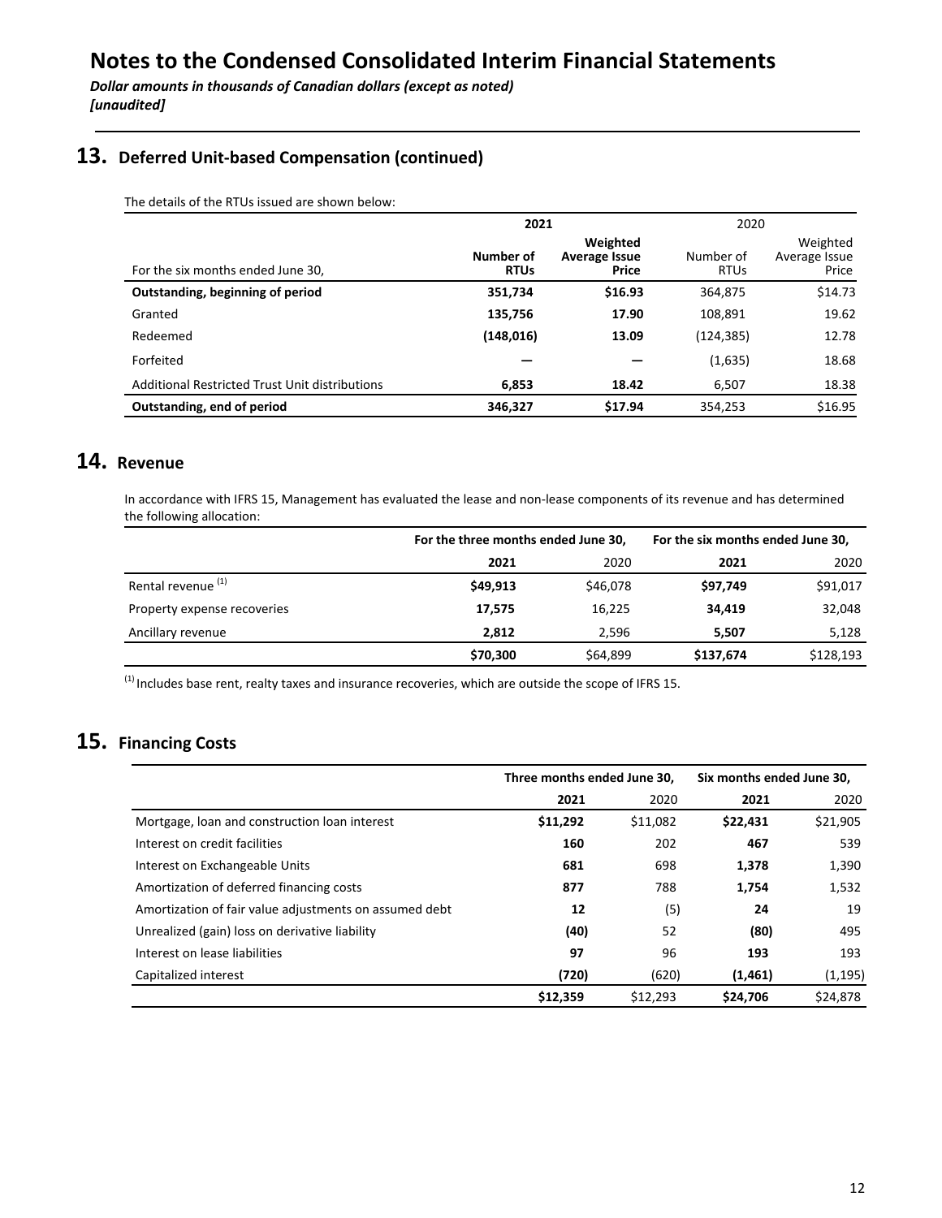# Notes to the Condensed Consolidated Interim Financial Statements

***Dollar amounts in thousands of Canadian dollars (except as noted)***
***[unaudited]***

## 13. Deferred Unit-based Compensation (continued)

The details of the RTUs issued are shown below:

| | **2021** | | 2020 | |
|---|---|---|---|---|
| For the six months ended June 30, | **Number of RTUs** | **Weighted Average Issue Price** | Number of RTUs | Weighted Average Issue Price |
| **Outstanding, beginning of period** | **351,734** | **$16.93** | 364,875 | $14.73 |
| Granted | **135,756** | **17.90** | 108,891 | 19.62 |
| Redeemed | **(148,016)** | **13.09** | (124,385) | 12.78 |
| Forfeited | **—** | **—** | (1,635) | 18.68 |
| Additional Restricted Trust Unit distributions | **6,853** | **18.42** | 6,507 | 18.38 |
| **Outstanding, end of period** | **346,327** | **$17.94** | 354,253 | $16.95 |

## 14. Revenue

In accordance with IFRS 15, Management has evaluated the lease and non-lease components of its revenue and has determined the following allocation:

| | **For the three months ended June 30,** | | **For the six months ended June 30,** | |
|---|---|---|---|---|
| | **2021** | 2020 | **2021** | 2020 |
| Rental revenue [(1)] | **$49,913** | $46,078 | **$97,749** | $91,017 |
| Property expense recoveries | **17,575** | 16,225 | **34,419** | 32,048 |
| Ancillary revenue | **2,812** | 2,596 | **5,507** | 5,128 |
| | **$70,300** | $64,899 | **$137,674** | $128,193 |

[(1)] Includes base rent, realty taxes and insurance recoveries, which are outside the scope of IFRS 15.

## 15. Financing Costs

| | **Three months ended June 30,** | | **Six months ended June 30,** | |
|---|---|---|---|---|
| | **2021** | 2020 | **2021** | 2020 |
| Mortgage, loan and construction loan interest | **$11,292** | $11,082 | **$22,431** | $21,905 |
| Interest on credit facilities | **160** | 202 | **467** | 539 |
| Interest on Exchangeable Units | **681** | 698 | **1,378** | 1,390 |
| Amortization of deferred financing costs | **877** | 788 | **1,754** | 1,532 |
| Amortization of fair value adjustments on assumed debt | **12** | (5) | **24** | 19 |
| Unrealized (gain) loss on derivative liability | **(40)** | 52 | **(80)** | 495 |
| Interest on lease liabilities | **97** | 96 | **193** | 193 |
| Capitalized interest | **(720)** | (620) | **(1,461)** | (1,195) |
| | **$12,359** | $12,293 | **$24,706** | $24,878 |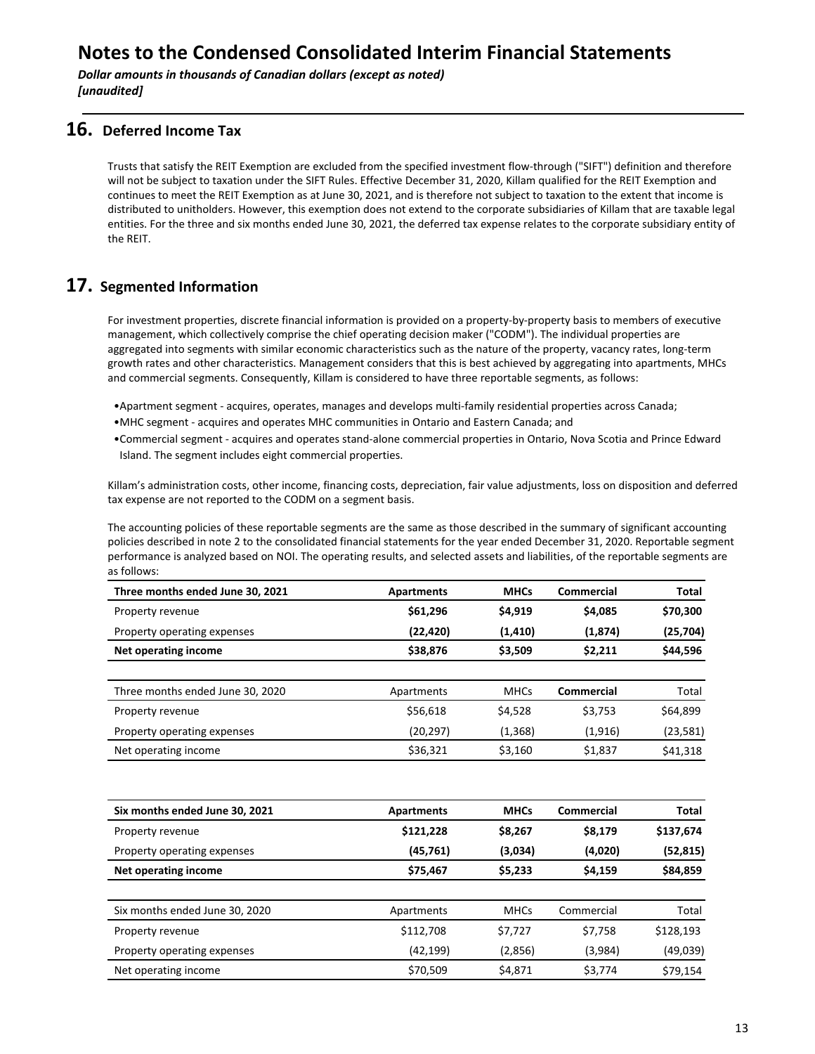# Notes to the Condensed Consolidated Interim Financial Statements

*Dollar amounts in thousands of Canadian dollars (except as noted)*
*[unaudited]*

## 16. Deferred Income Tax

Trusts that satisfy the REIT Exemption are excluded from the specified investment flow-through ("SIFT") definition and therefore will not be subject to taxation under the SIFT Rules. Effective December 31, 2020, Killam qualified for the REIT Exemption and continues to meet the REIT Exemption as at June 30, 2021, and is therefore not subject to taxation to the extent that income is distributed to unitholders. However, this exemption does not extend to the corporate subsidiaries of Killam that are taxable legal entities. For the three and six months ended June 30, 2021, the deferred tax expense relates to the corporate subsidiary entity of the REIT.

## 17. Segmented Information

For investment properties, discrete financial information is provided on a property-by-property basis to members of executive management, which collectively comprise the chief operating decision maker ("CODM"). The individual properties are aggregated into segments with similar economic characteristics such as the nature of the property, vacancy rates, long-term growth rates and other characteristics. Management considers that this is best achieved by aggregating into apartments, MHCs and commercial segments. Consequently, Killam is considered to have three reportable segments, as follows:

- Apartment segment - acquires, operates, manages and develops multi-family residential properties across Canada;
- MHC segment - acquires and operates MHC communities in Ontario and Eastern Canada; and
- Commercial segment - acquires and operates stand-alone commercial properties in Ontario, Nova Scotia and Prince Edward Island. The segment includes eight commercial properties.

Killam's administration costs, other income, financing costs, depreciation, fair value adjustments, loss on disposition and deferred tax expense are not reported to the CODM on a segment basis.

The accounting policies of these reportable segments are the same as those described in the summary of significant accounting policies described in note 2 to the consolidated financial statements for the year ended December 31, 2020. Reportable segment performance is analyzed based on NOI. The operating results, and selected assets and liabilities, of the reportable segments are as follows:

| **Three months ended June 30, 2021** | **Apartments** | **MHCs** | **Commercial** | **Total** |
|---|---|---|---|---|
| Property revenue | **$61,296** | **$4,919** | **$4,085** | **$70,300** |
| Property operating expenses | **(22,420)** | **(1,410)** | **(1,874)** | **(25,704)** |
| **Net operating income** | **$38,876** | **$3,509** | **$2,211** | **$44,596** |

| Three months ended June 30, 2020 | Apartments | MHCs | **Commercial** | Total |
|---|---|---|---|---|
| Property revenue | $56,618 | $4,528 | $3,753 | $64,899 |
| Property operating expenses | (20,297) | (1,368) | (1,916) | (23,581) |
| Net operating income | $36,321 | $3,160 | $1,837 | $41,318 |

| **Six months ended June 30, 2021** | **Apartments** | **MHCs** | **Commercial** | **Total** |
|---|---|---|---|---|
| Property revenue | **$121,228** | **$8,267** | **$8,179** | **$137,674** |
| Property operating expenses | **(45,761)** | **(3,034)** | **(4,020)** | **(52,815)** |
| **Net operating income** | **$75,467** | **$5,233** | **$4,159** | **$84,859** |

| Six months ended June 30, 2020 | Apartments | MHCs | Commercial | Total |
|---|---|---|---|---|
| Property revenue | $112,708 | $7,727 | $7,758 | $128,193 |
| Property operating expenses | (42,199) | (2,856) | (3,984) | (49,039) |
| Net operating income | $70,509 | $4,871 | $3,774 | $79,154 |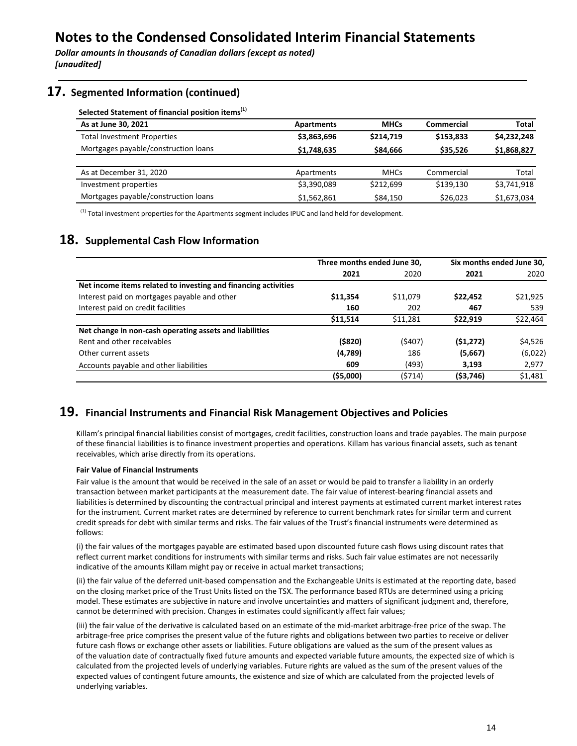# Notes to the Condensed Consolidated Interim Financial Statements

***Dollar amounts in thousands of Canadian dollars (except as noted)***
***[unaudited]***

## 17. Segmented Information (continued)

**Selected Statement of financial position items[1]**

| As at June 30, 2021 | Apartments | MHCs | Commercial | Total |
|---|---|---|---|---|
| Total Investment Properties | **$3,863,696** | **$214,719** | **$153,833** | **$4,232,248** |
| Mortgages payable/construction loans | **$1,748,635** | **$84,666** | **$35,526** | **$1,868,827** |

| As at December 31, 2020 | Apartments | MHCs | Commercial | Total |
|---|---|---|---|---|
| Investment properties | $3,390,089 | $212,699 | $139,130 | $3,741,918 |
| Mortgages payable/construction loans | $1,562,861 | $84,150 | $26,023 | $1,673,034 |

[1] Total investment properties for the Apartments segment includes IPUC and land held for development.

## 18. Supplemental Cash Flow Information

| | Three months ended June 30, | | Six months ended June 30, | |
|---|---|---|---|---|
| | **2021** | 2020 | **2021** | 2020 |
| **Net income items related to investing and financing activities** | | | | |
| Interest paid on mortgages payable and other | **$11,354** | $11,079 | **$22,452** | $21,925 |
| Interest paid on credit facilities | **160** | 202 | **467** | 539 |
| | **$11,514** | $11,281 | **$22,919** | $22,464 |
| **Net change in non-cash operating assets and liabilities** | | | | |
| Rent and other receivables | **($820)** | ($407) | **($1,272)** | $4,526 |
| Other current assets | **(4,789)** | 186 | **(5,667)** | (6,022) |
| Accounts payable and other liabilities | **609** | (493) | **3,193** | 2,977 |
| | **($5,000)** | ($714) | **($3,746)** | $1,481 |

## 19. Financial Instruments and Financial Risk Management Objectives and Policies

Killam's principal financial liabilities consist of mortgages, credit facilities, construction loans and trade payables. The main purpose of these financial liabilities is to finance investment properties and operations. Killam has various financial assets, such as tenant receivables, which arise directly from its operations.

**Fair Value of Financial Instruments**

Fair value is the amount that would be received in the sale of an asset or would be paid to transfer a liability in an orderly transaction between market participants at the measurement date. The fair value of interest-bearing financial assets and liabilities is determined by discounting the contractual principal and interest payments at estimated current market interest rates for the instrument. Current market rates are determined by reference to current benchmark rates for similar term and current credit spreads for debt with similar terms and risks. The fair values of the Trust's financial instruments were determined as follows:

(i) the fair values of the mortgages payable are estimated based upon discounted future cash flows using discount rates that reflect current market conditions for instruments with similar terms and risks. Such fair value estimates are not necessarily indicative of the amounts Killam might pay or receive in actual market transactions;

(ii) the fair value of the deferred unit-based compensation and the Exchangeable Units is estimated at the reporting date, based on the closing market price of the Trust Units listed on the TSX. The performance based RTUs are determined using a pricing model. These estimates are subjective in nature and involve uncertainties and matters of significant judgment and, therefore, cannot be determined with precision. Changes in estimates could significantly affect fair values;

(iii) the fair value of the derivative is calculated based on an estimate of the mid-market arbitrage-free price of the swap. The arbitrage-free price comprises the present value of the future rights and obligations between two parties to receive or deliver future cash flows or exchange other assets or liabilities. Future obligations are valued as the sum of the present values as of the valuation date of contractually fixed future amounts and expected variable future amounts, the expected size of which is calculated from the projected levels of underlying variables. Future rights are valued as the sum of the present values of the expected values of contingent future amounts, the existence and size of which are calculated from the projected levels of underlying variables.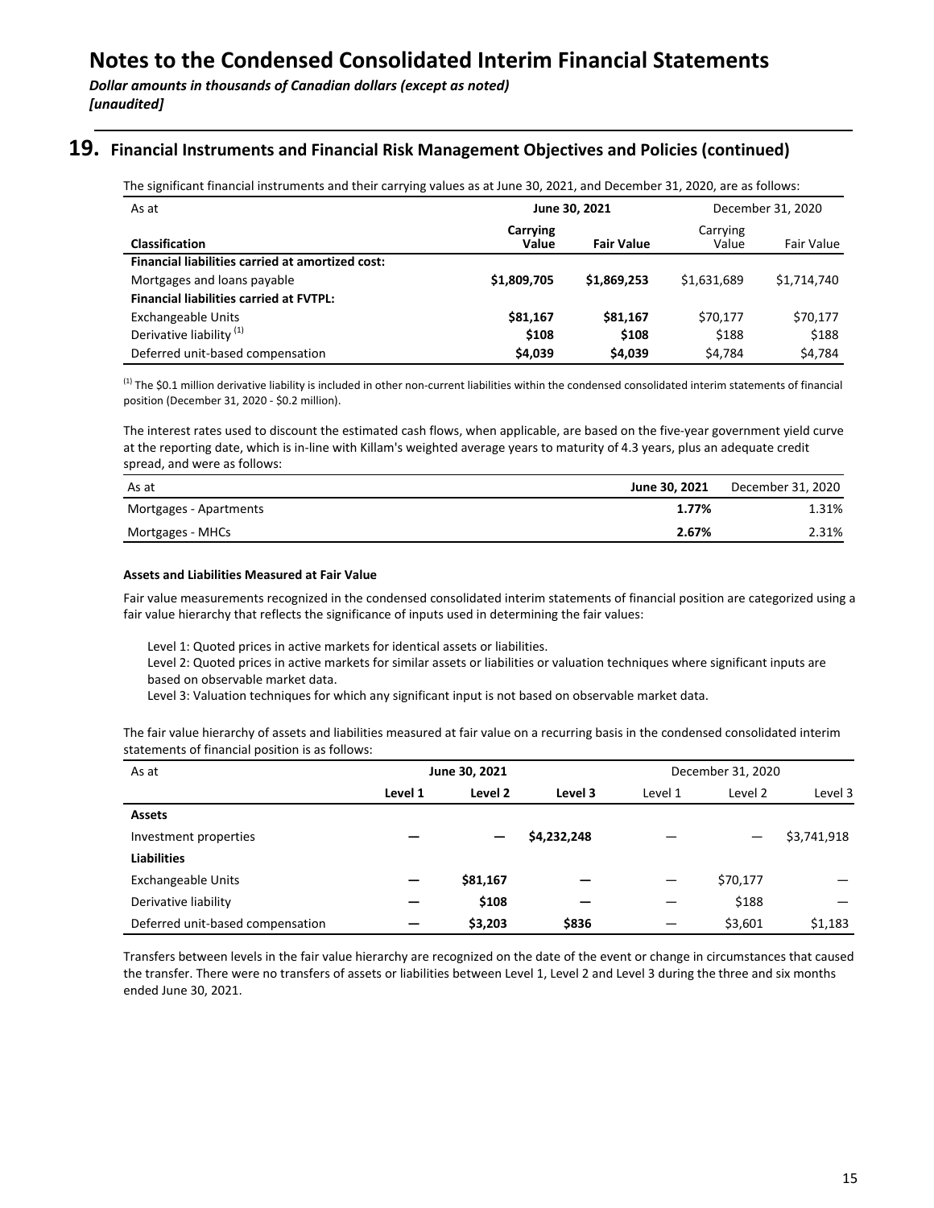# Notes to the Condensed Consolidated Interim Financial Statements

*Dollar amounts in thousands of Canadian dollars (except as noted)*
*[unaudited]*

## 19. Financial Instruments and Financial Risk Management Objectives and Policies (continued)

The significant financial instruments and their carrying values as at June 30, 2021, and December 31, 2020, are as follows:

| As at | June 30, 2021 | | December 31, 2020 | |
|---|---|---|---|---|
| **Classification** | **Carrying Value** | **Fair Value** | Carrying Value | Fair Value |
| **Financial liabilities carried at amortized cost:** | | | | |
| Mortgages and loans payable | **$1,809,705** | **$1,869,253** | $1,631,689 | $1,714,740 |
| **Financial liabilities carried at FVTPL:** | | | | |
| Exchangeable Units | **$81,167** | **$81,167** | $70,177 | $70,177 |
| Derivative liability [1] | **$108** | **$108** | $188 | $188 |
| Deferred unit-based compensation | **$4,039** | **$4,039** | $4,784 | $4,784 |

[1] The $0.1 million derivative liability is included in other non-current liabilities within the condensed consolidated interim statements of financial position (December 31, 2020 - $0.2 million).

The interest rates used to discount the estimated cash flows, when applicable, are based on the five-year government yield curve at the reporting date, which is in-line with Killam's weighted average years to maturity of 4.3 years, plus an adequate credit spread, and were as follows:

| As at | June 30, 2021 | December 31, 2020 |
|---|---|---|
| Mortgages - Apartments | **1.77%** | 1.31% |
| Mortgages - MHCs | **2.67%** | 2.31% |

#### Assets and Liabilities Measured at Fair Value

Fair value measurements recognized in the condensed consolidated interim statements of financial position are categorized using a fair value hierarchy that reflects the significance of inputs used in determining the fair values:

Level 1: Quoted prices in active markets for identical assets or liabilities.
Level 2: Quoted prices in active markets for similar assets or liabilities or valuation techniques where significant inputs are based on observable market data.
Level 3: Valuation techniques for which any significant input is not based on observable market data.

The fair value hierarchy of assets and liabilities measured at fair value on a recurring basis in the condensed consolidated interim statements of financial position is as follows:

| As at | June 30, 2021 | | | December 31, 2020 | | |
|---|---|---|---|---|---|---|
| | **Level 1** | **Level 2** | **Level 3** | Level 1 | Level 2 | Level 3 |
| **Assets** | | | | | | |
| Investment properties | **—** | **—** | **$4,232,248** | — | — | $3,741,918 |
| **Liabilities** | | | | | | |
| Exchangeable Units | **—** | **$81,167** | **—** | — | $70,177 | — |
| Derivative liability | **—** | **$108** | **—** | — | $188 | — |
| Deferred unit-based compensation | **—** | **$3,203** | **$836** | — | $3,601 | $1,183 |

Transfers between levels in the fair value hierarchy are recognized on the date of the event or change in circumstances that caused the transfer. There were no transfers of assets or liabilities between Level 1, Level 2 and Level 3 during the three and six months ended June 30, 2021.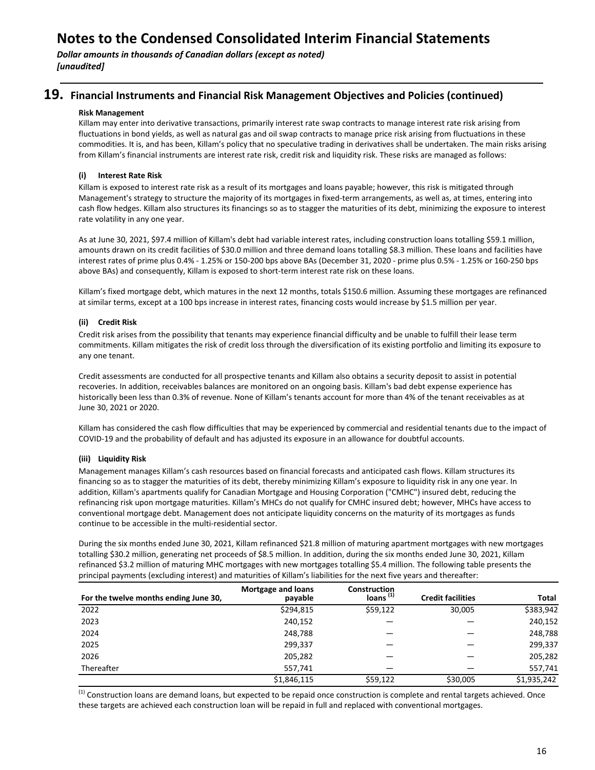# Notes to the Condensed Consolidated Interim Financial Statements

*Dollar amounts in thousands of Canadian dollars (except as noted)*
*[unaudited]*

## 19. Financial Instruments and Financial Risk Management Objectives and Policies (continued)

**Risk Management**

Killam may enter into derivative transactions, primarily interest rate swap contracts to manage interest rate risk arising from fluctuations in bond yields, as well as natural gas and oil swap contracts to manage price risk arising from fluctuations in these commodities. It is, and has been, Killam's policy that no speculative trading in derivatives shall be undertaken. The main risks arising from Killam's financial instruments are interest rate risk, credit risk and liquidity risk. These risks are managed as follows:

**(i) Interest Rate Risk**

Killam is exposed to interest rate risk as a result of its mortgages and loans payable; however, this risk is mitigated through Management's strategy to structure the majority of its mortgages in fixed-term arrangements, as well as, at times, entering into cash flow hedges. Killam also structures its financings so as to stagger the maturities of its debt, minimizing the exposure to interest rate volatility in any one year.

As at June 30, 2021, $97.4 million of Killam's debt had variable interest rates, including construction loans totalling $59.1 million, amounts drawn on its credit facilities of $30.0 million and three demand loans totalling $8.3 million. These loans and facilities have interest rates of prime plus 0.4% - 1.25% or 150-200 bps above BAs (December 31, 2020 - prime plus 0.5% - 1.25% or 160-250 bps above BAs) and consequently, Killam is exposed to short-term interest rate risk on these loans.

Killam's fixed mortgage debt, which matures in the next 12 months, totals $150.6 million. Assuming these mortgages are refinanced at similar terms, except at a 100 bps increase in interest rates, financing costs would increase by $1.5 million per year.

**(ii) Credit Risk**

Credit risk arises from the possibility that tenants may experience financial difficulty and be unable to fulfill their lease term commitments. Killam mitigates the risk of credit loss through the diversification of its existing portfolio and limiting its exposure to any one tenant.

Credit assessments are conducted for all prospective tenants and Killam also obtains a security deposit to assist in potential recoveries. In addition, receivables balances are monitored on an ongoing basis. Killam's bad debt expense experience has historically been less than 0.3% of revenue. None of Killam's tenants account for more than 4% of the tenant receivables as at June 30, 2021 or 2020.

Killam has considered the cash flow difficulties that may be experienced by commercial and residential tenants due to the impact of COVID-19 and the probability of default and has adjusted its exposure in an allowance for doubtful accounts.

**(iii) Liquidity Risk**

Management manages Killam's cash resources based on financial forecasts and anticipated cash flows. Killam structures its financing so as to stagger the maturities of its debt, thereby minimizing Killam's exposure to liquidity risk in any one year. In addition, Killam's apartments qualify for Canadian Mortgage and Housing Corporation ("CMHC") insured debt, reducing the refinancing risk upon mortgage maturities. Killam's MHCs do not qualify for CMHC insured debt; however, MHCs have access to conventional mortgage debt. Management does not anticipate liquidity concerns on the maturity of its mortgages as funds continue to be accessible in the multi-residential sector.

During the six months ended June 30, 2021, Killam refinanced $21.8 million of maturing apartment mortgages with new mortgages totalling $30.2 million, generating net proceeds of $8.5 million. In addition, during the six months ended June 30, 2021, Killam refinanced $3.2 million of maturing MHC mortgages with new mortgages totalling $5.4 million. The following table presents the principal payments (excluding interest) and maturities of Killam's liabilities for the next five years and thereafter:

| For the twelve months ending June 30, | Mortgage and loans payable | Construction loans [1] | Credit facilities | Total |
|---|---|---|---|---|
| 2022 | $294,815 | $59,122 | 30,005 | $383,942 |
| 2023 | 240,152 | — | — | 240,152 |
| 2024 | 248,788 | — | — | 248,788 |
| 2025 | 299,337 | — | — | 299,337 |
| 2026 | 205,282 | — | — | 205,282 |
| Thereafter | 557,741 | — | — | 557,741 |
| | $1,846,115 | $59,122 | $30,005 | $1,935,242 |

[1] Construction loans are demand loans, but expected to be repaid once construction is complete and rental targets achieved. Once these targets are achieved each construction loan will be repaid in full and replaced with conventional mortgages.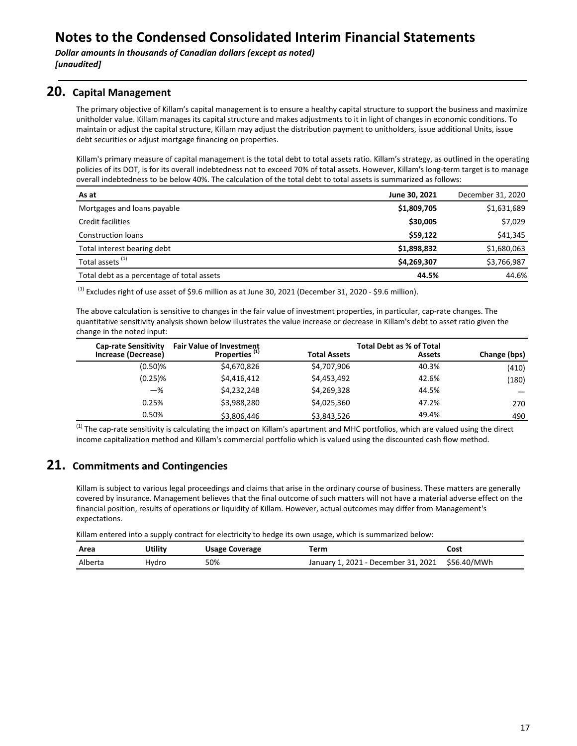# Notes to the Condensed Consolidated Interim Financial Statements

*Dollar amounts in thousands of Canadian dollars (except as noted)*
*[unaudited]*

## 20. Capital Management

The primary objective of Killam's capital management is to ensure a healthy capital structure to support the business and maximize unitholder value. Killam manages its capital structure and makes adjustments to it in light of changes in economic conditions. To maintain or adjust the capital structure, Killam may adjust the distribution payment to unitholders, issue additional Units, issue debt securities or adjust mortgage financing on properties.

Killam's primary measure of capital management is the total debt to total assets ratio. Killam's strategy, as outlined in the operating policies of its DOT, is for its overall indebtedness not to exceed 70% of total assets. However, Killam's long-term target is to manage overall indebtedness to be below 40%. The calculation of the total debt to total assets is summarized as follows:

| As at | June 30, 2021 | December 31, 2020 |
|---|---|---|
| Mortgages and loans payable | **$1,809,705** | $1,631,689 |
| Credit facilities | **$30,005** | $7,029 |
| Construction loans | **$59,122** | $41,345 |
| Total interest bearing debt | **$1,898,832** | $1,680,063 |
| Total assets [(1)] | **$4,269,307** | $3,766,987 |
| Total debt as a percentage of total assets | **44.5%** | 44.6% |

[(1)] Excludes right of use asset of $9.6 million as at June 30, 2021 (December 31, 2020 - $9.6 million).

The above calculation is sensitive to changes in the fair value of investment properties, in particular, cap-rate changes. The quantitative sensitivity analysis shown below illustrates the value increase or decrease in Killam's debt to asset ratio given the change in the noted input:

| Cap-rate Sensitivity Increase (Decrease) | Fair Value of Investment Properties [(1)] | Total Assets | Total Debt as % of Total Assets | Change (bps) |
|---|---|---|---|---|
| (0.50)% | $4,670,826 | $4,707,906 | 40.3% | (410) |
| (0.25)% | $4,416,412 | $4,453,492 | 42.6% | (180) |
| —% | $4,232,248 | $4,269,328 | 44.5% | — |
| 0.25% | $3,988,280 | $4,025,360 | 47.2% | 270 |
| 0.50% | $3,806,446 | $3,843,526 | 49.4% | 490 |

[(1)] The cap-rate sensitivity is calculating the impact on Killam's apartment and MHC portfolios, which are valued using the direct income capitalization method and Killam's commercial portfolio which is valued using the discounted cash flow method.

## 21. Commitments and Contingencies

Killam is subject to various legal proceedings and claims that arise in the ordinary course of business. These matters are generally covered by insurance. Management believes that the final outcome of such matters will not have a material adverse effect on the financial position, results of operations or liquidity of Killam. However, actual outcomes may differ from Management's expectations.

Killam entered into a supply contract for electricity to hedge its own usage, which is summarized below:

| Area | Utility | Usage Coverage | Term | Cost |
|---|---|---|---|---|
| Alberta | Hydro | 50% | January 1, 2021 - December 31, 2021 | $56.40/MWh |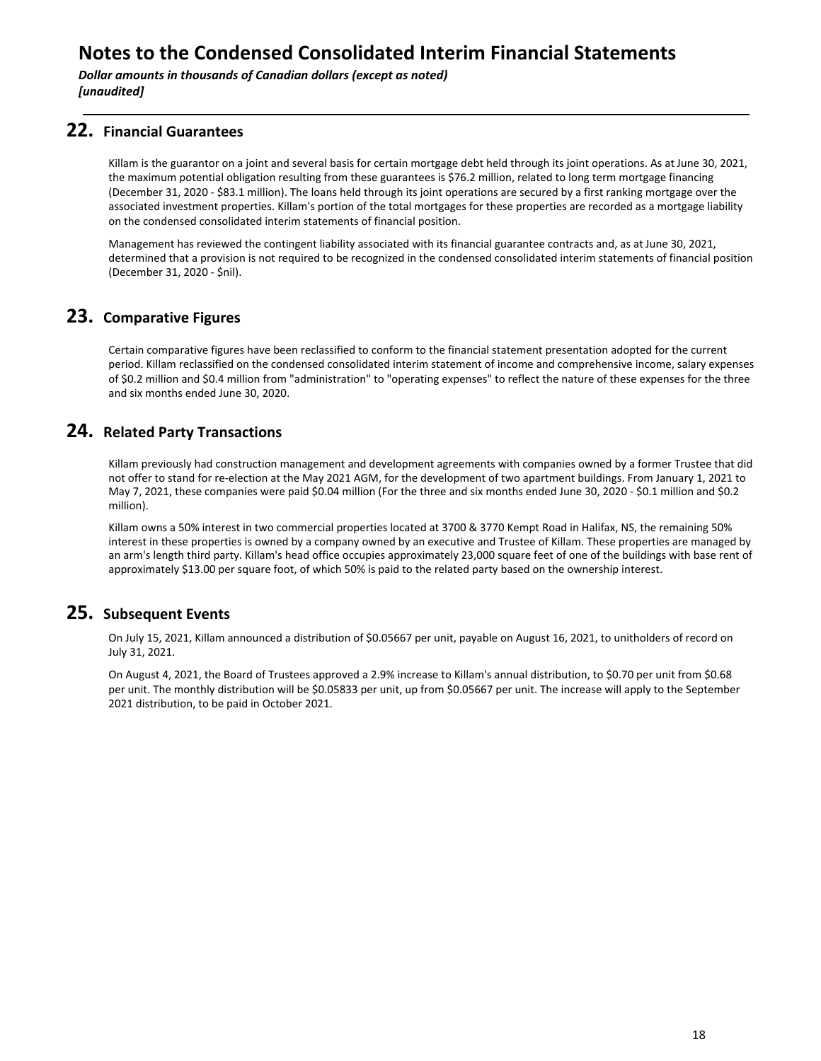# Notes to the Condensed Consolidated Interim Financial Statements

***Dollar amounts in thousands of Canadian dollars (except as noted)***
***[unaudited]***

## 22. Financial Guarantees

Killam is the guarantor on a joint and several basis for certain mortgage debt held through its joint operations. As at June 30, 2021, the maximum potential obligation resulting from these guarantees is $76.2 million, related to long term mortgage financing (December 31, 2020 - $83.1 million). The loans held through its joint operations are secured by a first ranking mortgage over the associated investment properties. Killam's portion of the total mortgages for these properties are recorded as a mortgage liability on the condensed consolidated interim statements of financial position.

Management has reviewed the contingent liability associated with its financial guarantee contracts and, as at June 30, 2021, determined that a provision is not required to be recognized in the condensed consolidated interim statements of financial position (December 31, 2020 - $nil).

## 23. Comparative Figures

Certain comparative figures have been reclassified to conform to the financial statement presentation adopted for the current period. Killam reclassified on the condensed consolidated interim statement of income and comprehensive income, salary expenses of $0.2 million and $0.4 million from "administration" to "operating expenses" to reflect the nature of these expenses for the three and six months ended June 30, 2020.

## 24. Related Party Transactions

Killam previously had construction management and development agreements with companies owned by a former Trustee that did not offer to stand for re-election at the May 2021 AGM, for the development of two apartment buildings. From January 1, 2021 to May 7, 2021, these companies were paid $0.04 million (For the three and six months ended June 30, 2020 - $0.1 million and $0.2 million).

Killam owns a 50% interest in two commercial properties located at 3700 & 3770 Kempt Road in Halifax, NS, the remaining 50% interest in these properties is owned by a company owned by an executive and Trustee of Killam. These properties are managed by an arm's length third party. Killam's head office occupies approximately 23,000 square feet of one of the buildings with base rent of approximately $13.00 per square foot, of which 50% is paid to the related party based on the ownership interest.

## 25. Subsequent Events

On July 15, 2021, Killam announced a distribution of $0.05667 per unit, payable on August 16, 2021, to unitholders of record on July 31, 2021.

On August 4, 2021, the Board of Trustees approved a 2.9% increase to Killam's annual distribution, to $0.70 per unit from $0.68 per unit. The monthly distribution will be $0.05833 per unit, up from $0.05667 per unit. The increase will apply to the September 2021 distribution, to be paid in October 2021.